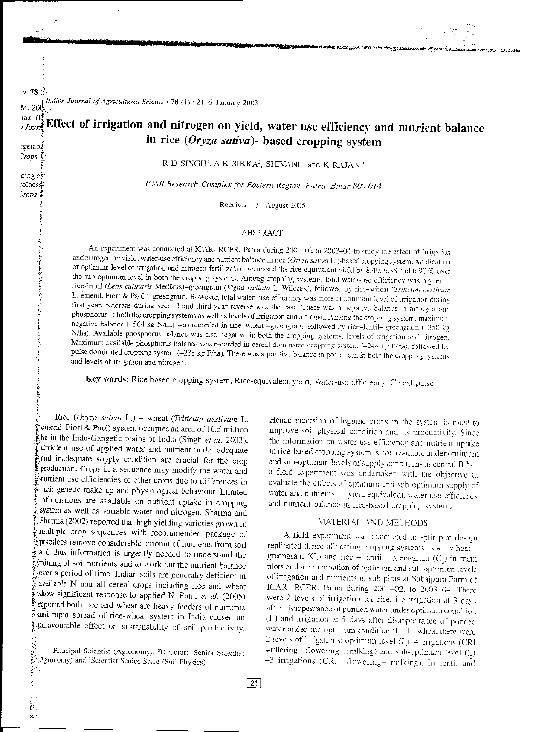# Effect of irrigation and nitrogen on yield, water use efficiency and nutrient balance in rice (*Oryza sativa*)- based cropping system

R D SINGH[1], A K SIKKA[2], SHIVANI[3] and K RAJAN[4]

*ICAR Research Complex for Eastern Region, Patna, Bihar 800 014*

Received : 31 August 2005

## ABSTRACT

An experiment was conducted at ICAR- RCER, Patna during 2001–02 to 2003–04 to study the effect of irrigation and nitrogen on yield, water-use efficiency and nutrient balance in rice (*Oryza sativa* L.)-based cropping system. Application of optimum level of irrigation and nitrogen fertilization increased the rice-equivalent yield by 8.40, 6.38 and 6.90 % over the sub-optimum level in both the cropping systems. Among cropping systems, total water-use efficiency was higher in rice-lentil (*Lens culinaris* Medikus)–greengram (*Vigna radiata* L. Wilczek), followed by rice–wheat (*Triticum aestivum* L. emend. Fiori & Paol.)–greengram. However, total water- use efficiency was more at optimum level of irrigation during first year, whereas during second and third year reverse was the case. There was a negative balance in nitrogen and phosphorus in both the cropping systems as well as levels of irrigation and nitrogen. Among the cropping system, maximum negative balance (–564 kg N/ha) was recorded in rice–wheat –greengram, followed by rice–lentil– greengram (–350 kg N/ha). Available phosphorus balance was also negative in both the cropping systems, levels of irrigation and nitrogen. Maximum available phosphorus balance was recorded in cereal dominated cropping system (–244 kg P/ha), followed by pulse dominated cropping system (–238 kg P/ha). There was a positive balance in potassium in both the cropping systems and levels of irrigation and nitrogen.

**Key words:** Rice-based cropping system, Rice-equivalent yield, Water-use efficiency, Cereal pulse

Rice (*Oryza sativa* L.) – wheat (*Triticum aestivum* L. emend. Fiori & Paol) system occupies an area of 10.5 million ha in the Indo-Gangetic plains of India (Singh *et al.* 2003). Efficient use of applied water and nutrient under adequate and inadequate supply condition are crucial for the crop production. Crops in a sequence may modify the water and nutrient use efficiencies of other crops due to their genetic make up and physiological behaviour. Limited informations are available on nutrient uptake in cropping system as well as variable water and nitrogen. Sharma and Sharma (2002) reported that high yielding varieties grown in multiple crop sequences with recommended package of practices remove considerable amount of nutrients from soil and thus information is urgently needed to understand the mining of soil nutrients and to work out the nutrient balance over a period of time. Indian soils are generally deficient in available N and all cereal crops including rice and wheat show significant response to applied N. Patro *et al.* (2005) reported both rice and wheat are heavy feeders of nutrients and rapid spread of rice-wheat system in India caused an unfavourable effect on sustainability of soil productivity. Hence inclusion of legume crops in the system is must to improve soil physical condition and its productivity. Since the information on water-use efficiency and nutrient uptake in rice-based cropping system is not available under optimum and sub-optimum levels of supply conditions in central Bihar, a field experiment was undertaken with the objective to evaluate the effects of optimum and sub-optimum supply of water and nutrients on yield equivalent, water-use-efficiency and nutrient balance in rice-based cropping systems.

## MATERIAL AND METHODS

A field experiment was conducted in split plot design replicated thrice allocating cropping systems rice – wheat – greengram ($C_1$) and rice – lentil – greengram ($C_2$) in main plots and a combination of optimum and sub-optimum levels of irrigation and nutrients in sub-plots at Sabajpura Farm of ICAR- RCER, Patna during 2001–02, to 2003–04. There were 2 levels of irrigation for rice, i e irrigation at 3 days after disappearance of ponded water under optimum condition ($I_1$) and irrigation at 5 days after disappearance of ponded water under sub-optimum condition ($I_2$). In wheat there were 2 levels of irrigations: optimum level ($I_1$)–4 irrigations (CRI +tillering+ flowering +milking) and sub-optimum level ($I_2$) –3 irrigations (CRI+ flowering+ milking). In lentil and

[1]Principal Scientist (Agronomy), [2]Director; [3]Senior Scientist (Agronomy) and [4]Scientist Senior Scale (Soil Physics)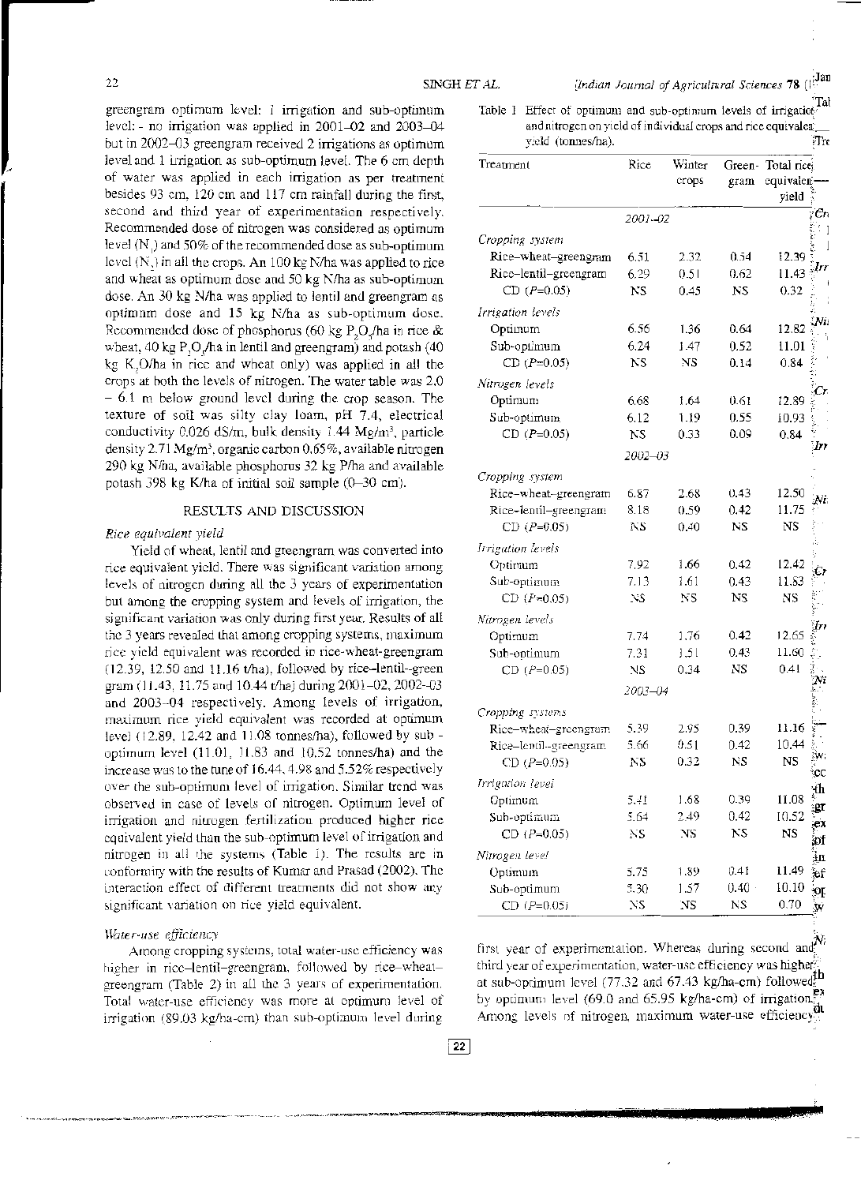greengram optimum level: 1 irrigation and sub-optimum level: - no irrigation was applied in 2001–02 and 2003–04 but in 2002–03 greengram received 2 irrigations as optimum level and 1 irrigation as sub-optimum level. The 6 cm depth of water was applied in each irrigation as per treatment besides 93 cm, 120 cm and 117 cm rainfall during the first, second and third year of experimentation respectively. Recommended dose of nitrogen was considered as optimum level ($N_1$) and 50% of the recommended dose as sub-optimum level ($N_2$) in all the crops. An 100 kg N/ha was applied to rice and wheat as optimum dose and 50 kg N/ha as sub-optimum dose. An 30 kg N/ha was applied to lentil and greengram as optimum dose and 15 kg N/ha as sub-optimum dose. Recommended dose of phosphorus (60 kg $P_2O_5$/ha in rice & wheat, 40 kg $P_2O_5$/ha in lentil and greengram) and potash (40 kg $K_2O$/ha in rice and wheat only) was applied in all the crops at both the levels of nitrogen. The water table was 2.0 – 6.1 m below ground level during the crop season. The texture of soil was silty clay loam, pH 7.4, electrical conductivity 0.026 dS/m, bulk density 1.44 Mg/m$^3$, particle density 2.71 Mg/m$^3$, organic carbon 0.65%, available nitrogen 290 kg N/ha, available phosphorus 32 kg P/ha and available potash 398 kg K/ha of initial soil sample (0–30 cm).

## RESULTS AND DISCUSSION

### *Rice equivalent yield*

Yield of wheat, lentil and greengram was converted into rice equivalent yield. There was significant variation among levels of nitrogen during all the 3 years of experimentation but among the cropping system and levels of irrigation, the significant variation was only during first year. Results of all the 3 years revealed that among cropping systems, maximum rice yield equivalent was recorded in rice-wheat-greengram (12.39, 12.50 and 11.16 t/ha), followed by rice–lentil–green gram (11.43, 11.75 and 10.44 t/ha) during 2001–02, 2002–03 and 2003–04 respectively. Among levels of irrigation, maximum rice yield equivalent was recorded at optimum level (12.89, 12.42 and 11.08 tonnes/ha), followed by sub - optimum level (11.01, 11.83 and 10.52 tonnes/ha) and the increase was to the tune of 16.44, 4.98 and 5.52% respectively over the sub-optimum level of irrigation. Similar trend was observed in case of levels of nitrogen. Optimum level of irrigation and nitrogen fertilization produced higher rice equivalent yield than the sub-optimum level of irrigation and nitrogen in all the systems (Table 1). The results are in conformity with the results of Kumar and Prasad (2002). The interaction effect of different treatments did not show any significant variation on rice yield equivalent.

### *Water-use efficiency*

Among cropping systems, total water-use efficiency was higher in rice–lentil–greengram, followed by rice–wheat–greengram (Table 2) in all the 3 years of experimentation. Total water-use efficiency was more at optimum level of irrigation (89.03 kg/ha-cm) than sub-optimum level during first year of experimentation. Whereas during second and third year of experimentation, water-use efficiency was higher at sub-optimum level (77.32 and 67.43 kg/ha-cm) followed by optimum level (69.0 and 65.95 kg/ha-cm) of irrigation. Among levels of nitrogen, maximum water-use efficiency

Table 1 Effect of optimum and sub-optimum levels of irrigation and nitrogen on yield of individual crops and rice equivalent yield (tonnes/ha).

| Treatment | Rice | Winter crops | Green-gram | Total rice equivalent yield |
|---|---|---|---|---|
| | *2001–02* | | | |
| *Cropping system* | | | | |
| Rice–wheat–greengram | 6.51 | 2.32 | 0.54 | 12.39 |
| Rice–lentil–greengram | 6.29 | 0.51 | 0.62 | 11.43 |
| CD ($P$=0.05) | NS | 0.45 | NS | 0.32 |
| *Irrigation levels* | | | | |
| Optimum | 6.56 | 1.36 | 0.64 | 12.82 |
| Sub-optimum | 6.24 | 1.47 | 0.52 | 11.01 |
| CD ($P$=0.05) | NS | NS | 0.14 | 0.84 |
| *Nitrogen levels* | | | | |
| Optimum | 6.68 | 1.64 | 0.61 | 12.89 |
| Sub-optimum | 6.12 | 1.19 | 0.55 | 10.93 |
| CD ($P$=0.05) | NS | 0.33 | 0.09 | 0.84 |
| | *2002–03* | | | |
| *Cropping system* | | | | |
| Rice–wheat–greengram | 6.87 | 2.68 | 0.43 | 12.50 |
| Rice–lentil–greengram | 8.18 | 0.59 | 0.42 | 11.75 |
| CD ($P$=0.05) | NS | 0.40 | NS | NS |
| *Irrigation levels* | | | | |
| Optimum | 7.92 | 1.66 | 0.42 | 12.42 |
| Sub-optimum | 7.13 | 1.61 | 0.43 | 11.83 |
| CD ($P$=0.05) | NS | NS | NS | NS |
| *Nitrogen levels* | | | | |
| Optimum | 7.74 | 1.76 | 0.42 | 12.65 |
| Sub-optimum | 7.31 | 1.51 | 0.43 | 11.60 |
| CD ($P$=0.05) | NS | 0.34 | NS | 0.41 |
| | *2003–04* | | | |
| *Cropping systems* | | | | |
| Rice–wheat–greengram | 5.39 | 2.95 | 0.39 | 11.16 |
| Rice–lentil–greengram | 5.66 | 0.51 | 0.42 | 10.44 |
| CD ($P$=0.05) | NS | 0.32 | NS | NS |
| *Irrigation level* | | | | |
| Optimum | 5.41 | 1.68 | 0.39 | 11.08 |
| Sub-optimum | 5.64 | 2.49 | 0.42 | 10.52 |
| CD ($P$=0.05) | NS | NS | NS | NS |
| *Nitrogen level* | | | | |
| Optimum | 5.75 | 1.89 | 0.41 | 11.49 |
| Sub-optimum | 5.30 | 1.57 | 0.40 | 10.10 |
| CD ($P$=0.05) | NS | NS | NS | 0.70 |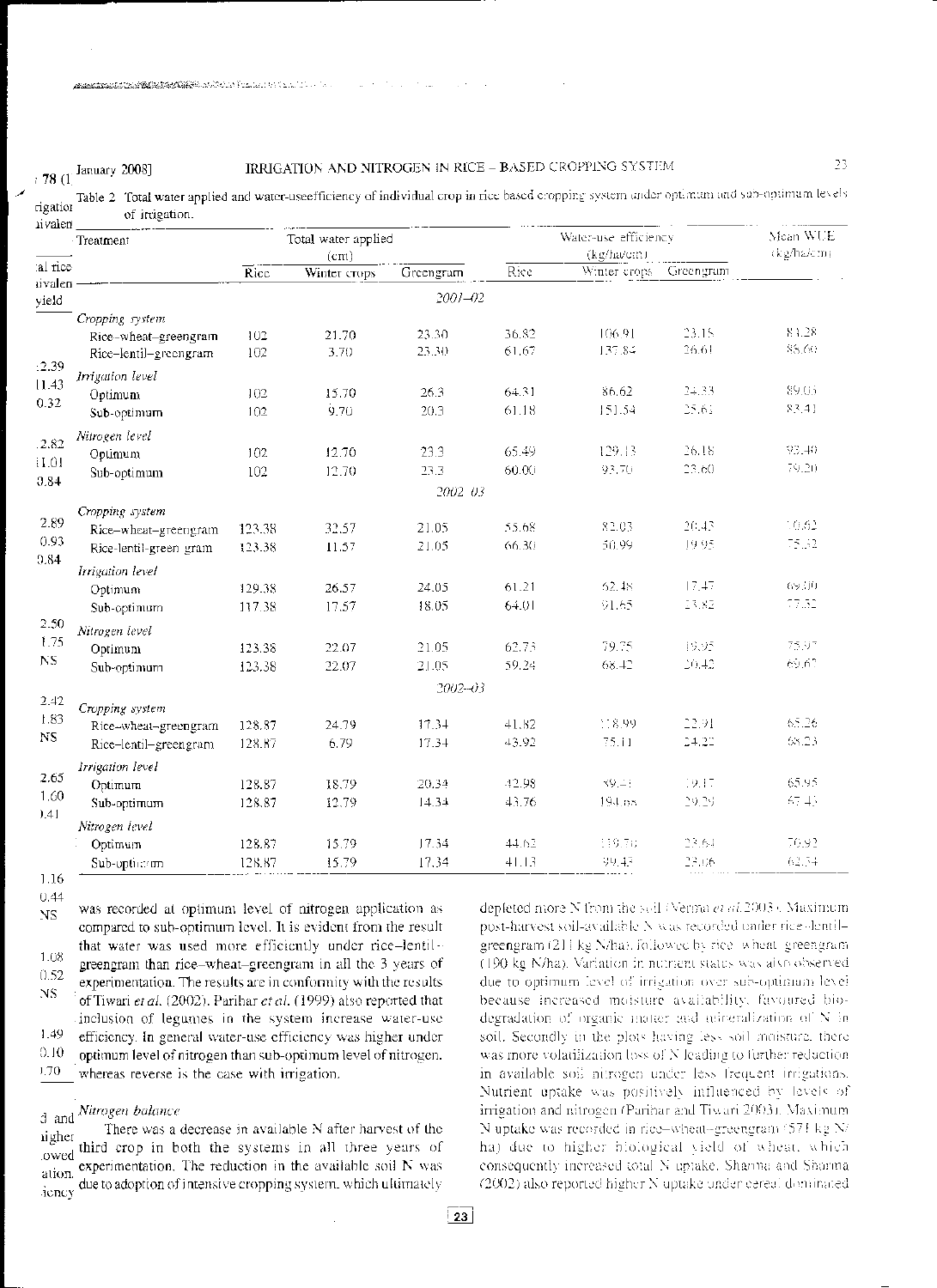Table 2 Total water applied and water-useefficiency of individual crop in rice based cropping system under optimum and sub-optimum levels of irrigation.

| Treatment | Total water applied (cm) | | | Water-use efficiency (kg/ha/cm) | | | Mean WUE (kg/ha/cm) |
|---|---|---|---|---|---|---|---|
| | Rice | Winter crops | Greengram | Rice | Winter crops | Greengram | |
| | | | 2001–02 | | | | |
| *Cropping system* | | | | | | | |
| Rice–wheat–greengram | 102 | 21.70 | 23.30 | 36.82 | 106.91 | 23.15 | 83.28 |
| Rice–lentil–greengram | 102 | 3.70 | 23.30 | 61.67 | 137.84 | 26.61 | 86.60 |
| *Irrigation level* | | | | | | | |
| Optimum | 102 | 15.70 | 26.3 | 64.31 | 86.62 | 24.33 | 89.05 |
| Sub-optimum | 102 | 9.70 | 20.3 | 61.18 | 151.54 | 25.61 | 83.41 |
| *Nitrogen level* | | | | | | | |
| Optimum | 102 | 12.70 | 23.3 | 65.49 | 129.13 | 26.18 | 93.40 |
| Sub-optimum | 102 | 12.70 | 23.3 | 60.00 | 93.70 | 23.60 | 79.20 |
| | | | 2002–03 | | | | |
| *Cropping system* | | | | | | | |
| Rice–wheat–greengram | 123.38 | 32.57 | 21.05 | 55.68 | 82.03 | 20.43 | 70.62 |
| Rice-lentil-green gram | 123.38 | 11.57 | 21.05 | 66.30 | 50.99 | 19.95 | 75.32 |
| *Irrigation level* | | | | | | | |
| Optimum | 129.38 | 26.57 | 24.05 | 61.21 | 62.48 | 17.47 | 69.00 |
| Sub-optimum | 117.38 | 17.57 | 18.05 | 64.01 | 91.65 | 23.82 | 77.52 |
| *Nitrogen level* | | | | | | | |
| Optimum | 123.38 | 22.07 | 21.05 | 62.73 | 79.75 | 19.95 | 75.97 |
| Sub-optimum | 123.38 | 22.07 | 21.05 | 59.24 | 68.42 | 20.42 | 69.67 |
| | | | 2002–03 | | | | |
| *Cropping system* | | | | | | | |
| Rice–wheat–greengram | 128.87 | 24.79 | 17.34 | 41.82 | 118.99 | 22.91 | 65.26 |
| Rice–lentil–greengram | 128.87 | 6.79 | 17.34 | 43.92 | 75.11 | 24.22 | 68.23 |
| *Irrigation level* | | | | | | | |
| Optimum | 128.87 | 18.79 | 20.34 | 42.98 | 89.41 | 19.17 | 65.95 |
| Sub-optimum | 128.87 | 12.79 | 14.34 | 43.76 | 194.65 | 29.29 | 67.45 |
| *Nitrogen level* | | | | | | | |
| Optimum | 128.87 | 15.79 | 17.34 | 44.62 | 119.70 | 23.64 | 70.92 |
| Sub-optimum | 128.87 | 15.79 | 17.34 | 41.13 | 99.43 | 23.06 | 62.54 |

was recorded at optimum level of nitrogen application as compared to sub-optimum level. It is evident from the result that water was used more efficiently under rice–lentil–greengram than rice–wheat–greengram in all the 3 years of experimentation. The results are in conformity with the results of Tiwari *et al.* (2002). Parihar *et al.* (1999) also reported that inclusion of legumes in the system increase water-use efficiency. In general water-use efficiency was higher under optimum level of nitrogen than sub-optimum level of nitrogen, whereas reverse is the case with irrigation.

### *Nitrogen balance*

There was a decrease in available N after harvest of the third crop in both the systems in all three years of experimentation. The reduction in the available soil N was due to adoption of intensive cropping system, which ultimately depleted more N from the soil (Verma *et al.* 2003). Maximum post-harvest soil-available N was recorded under rice–lentil–greengram (211 kg N/ha), followed by rice–wheat–greengram (190 kg N/ha). Variation in nutrient status was also observed due to optimum level of irrigation over sub-optimum level because increased moisture availability, favoured biodegradation of organic matter and mineralization of N in soil. Secondly in the plots having less soil moisture, there was more volatilization loss of N leading to further reduction in available soil nitrogen under less frequent irrigations. Nutrient uptake was positively influenced by levels of irrigation and nitrogen (Parihar and Tiwari 2003). Maximum N uptake was recorded in rice–wheat–greengram (571 kg N/ha) due to higher biological yield of wheat, which consequently increased total N uptake. Sharma and Sharma (2002) also reported higher N uptake under cereal dominated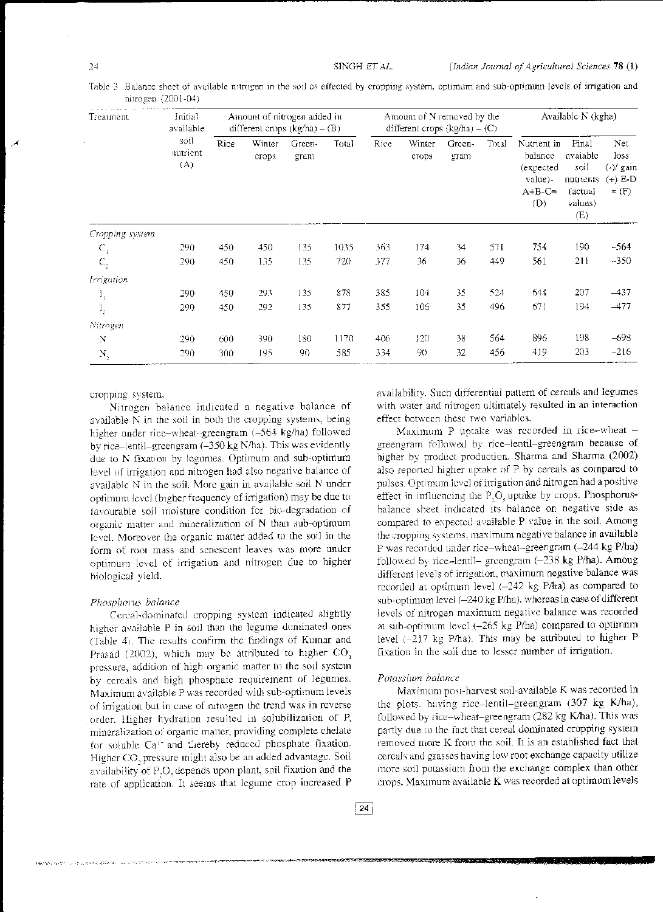Table 3 Balance sheet of available nitrogen in the soil as effected by cropping system, optimum and sub-optimum levels of irrigation and nitrogen (2001-04)

| Treatment | Initial available soil nutrient (A) | Amount of nitrogen added in different crops (kg/ha) – (B) | | | | Amount of N removed by the different crops (kg/ha) – (C) | | | | Available N (kg/ha) | | |
|---|---|---|---|---|---|---|---|---|---|---|---|---|
| | | Rice | Winter crops | Green-gram | Total | Rice | Winter crops | Green-gram | Total | Nutrient in balance (expected value)- A+B–C= (D) | Final avaiable soil nutrients (actual values) (E) | Net loss (-)/ gain (+) E-D = (F) |
| *Cropping system* | | | | | | | | | | | | |
| $C_1$ | 290 | 450 | 450 | 135 | 1035 | 363 | 174 | 34 | 571 | 754 | 190 | –564 |
| $C_2$ | 290 | 450 | 135 | 135 | 720 | 377 | 36 | 36 | 449 | 561 | 211 | –350 |
| *Irrigation* | | | | | | | | | | | | |
| $I_1$ | 290 | 450 | 293 | 135 | 878 | 385 | 104 | 35 | 524 | 644 | 207 | –437 |
| $I_2$ | 290 | 450 | 292 | 135 | 877 | 355 | 106 | 35 | 496 | 671 | 194 | –477 |
| *Nitrogen* | | | | | | | | | | | | |
| $N_1$ | 290 | 600 | 390 | 180 | 1170 | 406 | 120 | 38 | 564 | 896 | 198 | –698 |
| $N_2$ | 290 | 300 | 195 | 90 | 585 | 334 | 90 | 32 | 456 | 419 | 203 | –216 |

cropping system.

Nitrogen balance indicated a negative balance of available N in the soil in both the cropping systems, being higher under rice–wheat–greengram (–564 kg/ha) followed by rice–lentil–greengram (–350 kg N/ha). This was evidently due to N fixation by legumes. Optimum and sub-optimum level of irrigation and nitrogen had also negative balance of available N in the soil. More gain in available soil N under optimum level (higher frequency of irrigation) may be due to favourable soil moisture condition for bio-degradation of organic matter and mineralization of N than sub-optimum level. Moreover the organic matter added to the soil in the form of root mass and senescent leaves was more under optimum level of irrigation and nitrogen due to higher biological yield.

### *Phosphorus balance*

Cereal-dominated cropping system indicated slightly higher available P in soil than the legume dominated ones (Table 4). The results confirm the findings of Kumar and Prasad (2002), which may be attributed to higher $CO_2$ pressure, addition of high organic matter to the soil system by cereals and high phosphate requirement of legumes. Maximum available P was recorded with sub-optimum levels of irrigation but in case of nitrogen the trend was in reverse order. Higher hydration resulted in solubilization of P, mineralization of organic matter, providing complete chelate for soluble $Ca^{++}$ and thereby reduced phosphate fixation. Higher $CO_2$ pressure might also be an added advantage. Soil availability of $P_2O_5$ depends upon plant, soil fixation and the rate of application. It seems that legume crop increased P availability. Such differential pattern of cereals and legumes with water and nitrogen ultimately resulted in an interaction effect between these two variables.

Maximum P uptake was recorded in rice–wheat – greengram followed by rice–lentil–greengram because of higher by product production. Sharma and Sharma (2002) also reported higher uptake of P by cereals as compared to pulses. Optimum level of irrigation and nitrogen had a positive effect in influencing the $P_2O_5$ uptake by crops. Phosphorus-balance sheet indicated its balance on negative side as compared to expected available P value in the soil. Among the cropping systems, maximum negative balance in available P was recorded under rice–wheat–greengram (–244 kg P/ha) followed by rice–lentil– greengram (–238 kg P/ha). Among different levels of irrigation, maximum negative balance was recorded at optimum level (–242 kg P/ha) as compared to sub-optimum level (–240 kg P/ha). whereas in case of different levels of nitrogen maximum negative balance was recorded at sub-optimum level (–265 kg P/ha) compared to optimum level (–217 kg P/ha). This may be attributed to higher P fixation in the soil due to lesser number of irrigation.

### *Potassium balance*

Maximum post-harvest soil-available K was recorded in the plots having rice–lentil–greengram (307 kg K/ha), followed by rice–wheat–greengram (282 kg K/ha). This was partly due to the fact that cereal dominated cropping system removed more K from the soil. It is an established fact that cereals and grasses having low root exchange capacity utilize more soil potassium from the exchange complex than other crops. Maximum available K was recorded at optimum levels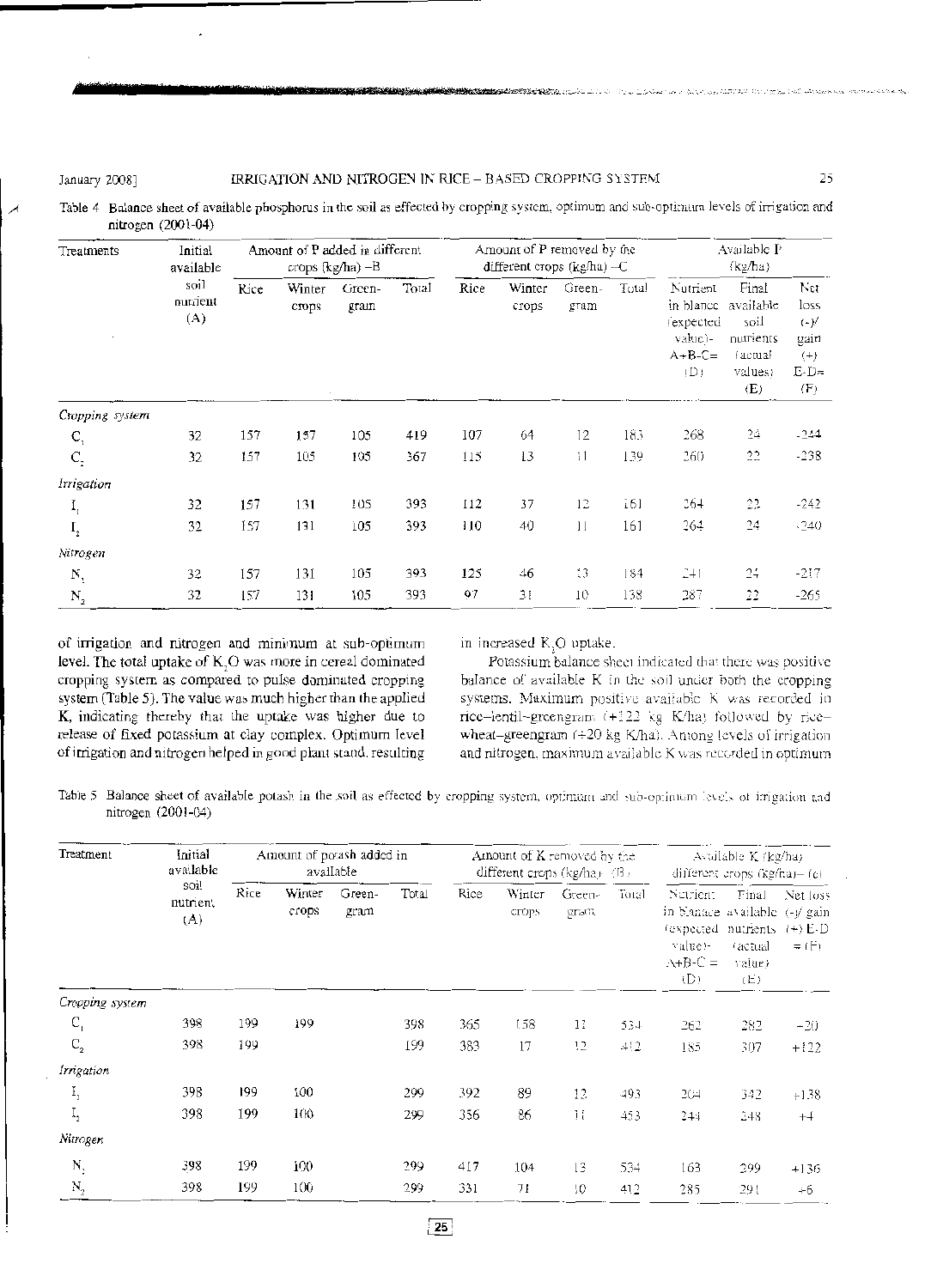Table 4 Balance sheet of available phosphorus in the soil as effected by cropping system, optimum and sub-optimum levels of irrigation and nitrogen (2001-04)

| Treatments | Initial available soil nutrient (A) | Amount of P added in different crops (kg/ha) –B | | | | Amount of P removed by the different crops (kg/ha) –C | | | | Available P (kg/ha) | | |
|---|---|---|---|---|---|---|---|---|---|---|---|---|
| | | Rice | Winter crops | Green-gram | Total | Rice | Winter crops | Green-gram | Total | Nutrient in blance (expected value)- A+B-C= (D) | Final available soil nutrients (actual values) (E) | Net loss (-)/ gain (+) E-D= (F) |
| *Cropping system* | | | | | | | | | | | | |
| $C_1$ | 32 | 157 | 157 | 105 | 419 | 107 | 64 | 12 | 183 | 268 | 24 | -244 |
| $C_2$ | 32 | 157 | 105 | 105 | 367 | 115 | 13 | 11 | 139 | 260 | 22 | -238 |
| *Irrigation* | | | | | | | | | | | | |
| $I_1$ | 32 | 157 | 131 | 105 | 393 | 112 | 37 | 12 | 161 | 264 | 22 | -242 |
| $I_2$ | 32 | 157 | 131 | 105 | 393 | 110 | 40 | 11 | 161 | 264 | 24 | -240 |
| *Nitrogen* | | | | | | | | | | | | |
| $N_1$ | 32 | 157 | 131 | 105 | 393 | 125 | 46 | 13 | 184 | 241 | 24 | -217 |
| $N_2$ | 32 | 157 | 131 | 105 | 393 | 97 | 31 | 10 | 138 | 287 | 22 | -265 |

of irrigation and nitrogen and minimum at sub-optimum level. The total uptake of $K_2O$ was more in cereal dominated cropping system as compared to pulse dominated cropping system (Table 5). The value was much higher than the applied K, indicating thereby that the uptake was higher due to release of fixed potassium at clay complex. Optimum level of irrigation and nitrogen helped in good plant stand, resulting in increased $K_2O$ uptake.

Potassium balance sheet indicated that there was positive balance of available K in the soil under both the cropping systems. Maximum positive available K was recorded in rice–lentil–greengram (+122 kg K/ha) followed by rice–wheat–greengram (+20 kg K/ha). Among levels of irrigation and nitrogen, maximum available K was recorded in optimum

Table 5 Balance sheet of available potash in the soil as effected by cropping system, optimum and sub-optimum levels of irrigation and nitrogen (2001-04)

| Treatment | Initial available soil nutrient (A) | Amount of potash added in available | | | | Amount of K removed by the different crops (kg/ha) (B) | | | | Available K (kg/ha) different crops (kg/ha)– (c) | | |
|---|---|---|---|---|---|---|---|---|---|---|---|---|
| | | Rice | Winter crops | Green-gram | Total | Rice | Winter crops | Green-gram | Total | Nutrient in blance (expected value)- A+B-C = (D) | Final available nutrients (actual value) (E) | Net loss (-)/ gain (+) E-D = (F) |
| *Cropping system* | | | | | | | | | | | | |
| $C_1$ | 398 | 199 | 199 | | 398 | 365 | 158 | 11 | 534 | 262 | 282 | +20 |
| $C_2$ | 398 | 199 | | | 199 | 383 | 17 | 12 | 412 | 185 | 307 | +122 |
| *Irrigation* | | | | | | | | | | | | |
| $I_1$ | 398 | 199 | 100 | | 299 | 392 | 89 | 12 | 493 | 204 | 342 | +138 |
| $I_2$ | 398 | 199 | 100 | | 299 | 356 | 86 | 11 | 453 | 244 | 248 | +4 |
| *Nitrogen* | | | | | | | | | | | | |
| $N_1$ | 398 | 199 | 100 | | 299 | 417 | 104 | 13 | 534 | 163 | 299 | +136 |
| $N_2$ | 398 | 199 | 100 | | 299 | 331 | 71 | 10 | 412 | 285 | 291 | +6 |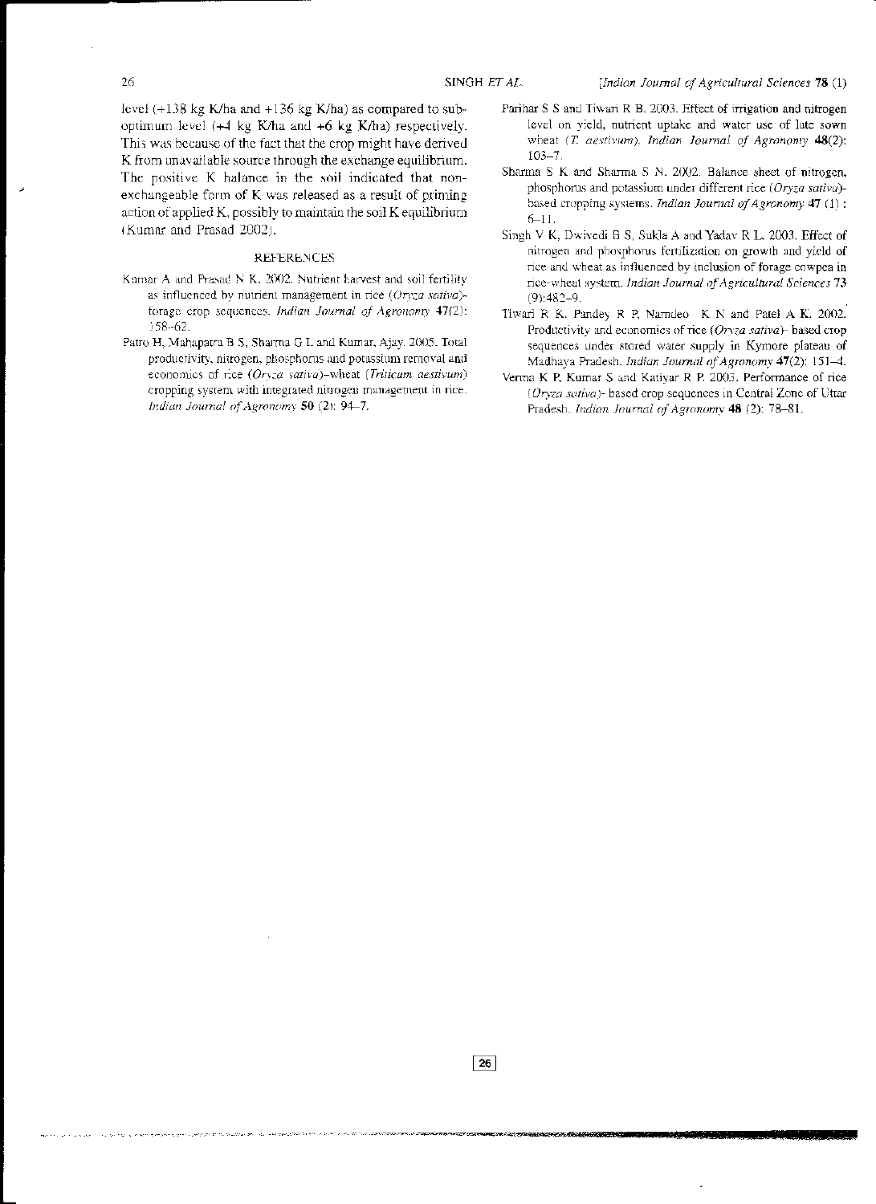level (+138 kg K/ha and +136 kg K/ha) as compared to sub-optimum level (+4 kg K/ha and +6 kg K/ha) respectively. This was because of the fact that the crop might have derived K from unavailable source through the exchange equilibrium. The positive K balance in the soil indicated that non-exchangeable form of K was released as a result of priming action of applied K, possibly to maintain the soil K equilibrium (Kumar and Prasad 2002).

## REFERENCES

Kumar A and Prasad N K. 2002. Nutrient harvest and soil fertility as influenced by nutrient management in rice (*Oryza sativa*)-forage crop sequences. *Indian Journal of Agronomy* **47**(2): 158–62.

Patro H, Mahapatra B S, Sharma G L and Kumar, Ajay. 2005. Total productivity, nitrogen, phosphorus and potassium removal and economics of rice (*Oryza sativa*)–wheat (*Triticum aestivum*) cropping system with integrated nitrogen management in rice. *Indian Journal of Agronomy* **50** (2): 94–7.

Parihar S S and Tiwari R B. 2003. Effect of irrigation and nitrogen level on yield, nutrient uptake and water use of late sown wheat (*T. aestivum*). *Indian Journal of Agronomy* **48**(2): 103–7.

Sharma S K and Sharma S N. 2002. Balance sheet of nitrogen, phosphorus and potassium under different rice (*Oryza sativa*)-based cropping systems. *Indian Journal of Agronomy* **47** (1) : 6–11.

Singh V K, Dwivedi B S, Sukla A and Yadav R L. 2003. Effect of nitrogen and phosphorus fertilization on growth and yield of rice and wheat as influenced by inclusion of forage cowpea in rice-wheat system. *Indian Journal of Agricultural Sciences* **73** (9):482–9.

Tiwari R K, Pandey R P, Namdeo K N and Patel A K. 2002. Productivity and economics of rice (*Oryza sativa*)- based crop sequences under stored water supply in Kymore plateau of Madhaya Pradesh. *Indian Journal of Agronomy* **47**(2): 151–4.

Verma K P, Kumar S and Katiyar R P. 2003. Performance of rice (*Oryza sativa*)- based crop sequences in Central Zone of Uttar Pradesh. *Indian Journal of Agronomy* **48** (2): 78–81.